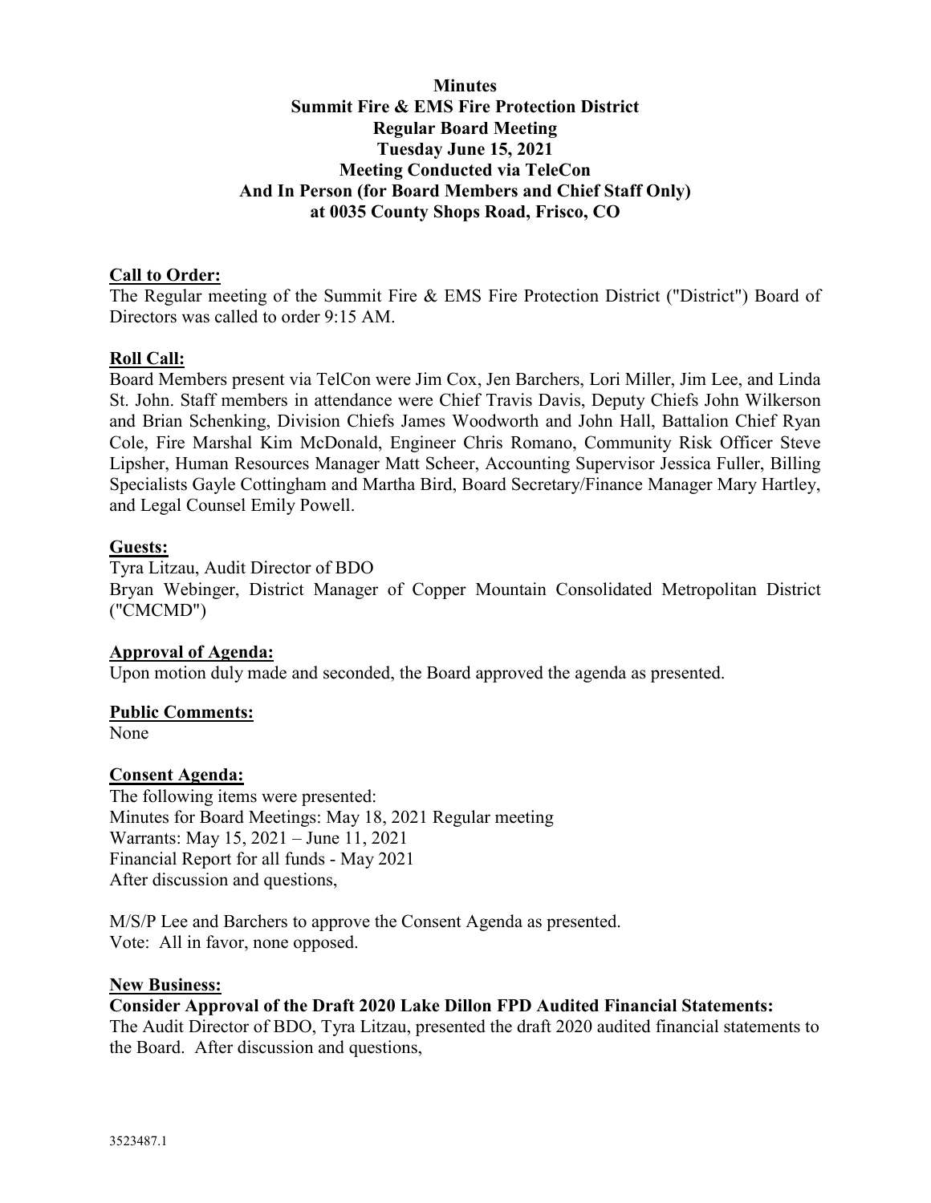**Minutes**
**Summit Fire & EMS Fire Protection District**
**Regular Board Meeting**
**Tuesday June 15, 2021**
**Meeting Conducted via TeleCon**
**And In Person (for Board Members and Chief Staff Only)**
**at 0035 County Shops Road, Frisco, CO**

## Call to Order:

The Regular meeting of the Summit Fire & EMS Fire Protection District ("District") Board of Directors was called to order 9:15 AM.

## Roll Call:

Board Members present via TelCon were Jim Cox, Jen Barchers, Lori Miller, Jim Lee, and Linda St. John. Staff members in attendance were Chief Travis Davis, Deputy Chiefs John Wilkerson and Brian Schenking, Division Chiefs James Woodworth and John Hall, Battalion Chief Ryan Cole, Fire Marshal Kim McDonald, Engineer Chris Romano, Community Risk Officer Steve Lipsher, Human Resources Manager Matt Scheer, Accounting Supervisor Jessica Fuller, Billing Specialists Gayle Cottingham and Martha Bird, Board Secretary/Finance Manager Mary Hartley, and Legal Counsel Emily Powell.

## Guests:

Tyra Litzau, Audit Director of BDO
Bryan Webinger, District Manager of Copper Mountain Consolidated Metropolitan District ("CMCMD")

## Approval of Agenda:

Upon motion duly made and seconded, the Board approved the agenda as presented.

## Public Comments:

None

## Consent Agenda:

The following items were presented:
Minutes for Board Meetings: May 18, 2021 Regular meeting
Warrants: May 15, 2021 – June 11, 2021
Financial Report for all funds - May 2021
After discussion and questions,

M/S/P Lee and Barchers to approve the Consent Agenda as presented.
Vote: All in favor, none opposed.

## New Business:

**Consider Approval of the Draft 2020 Lake Dillon FPD Audited Financial Statements:**

The Audit Director of BDO, Tyra Litzau, presented the draft 2020 audited financial statements to the Board. After discussion and questions,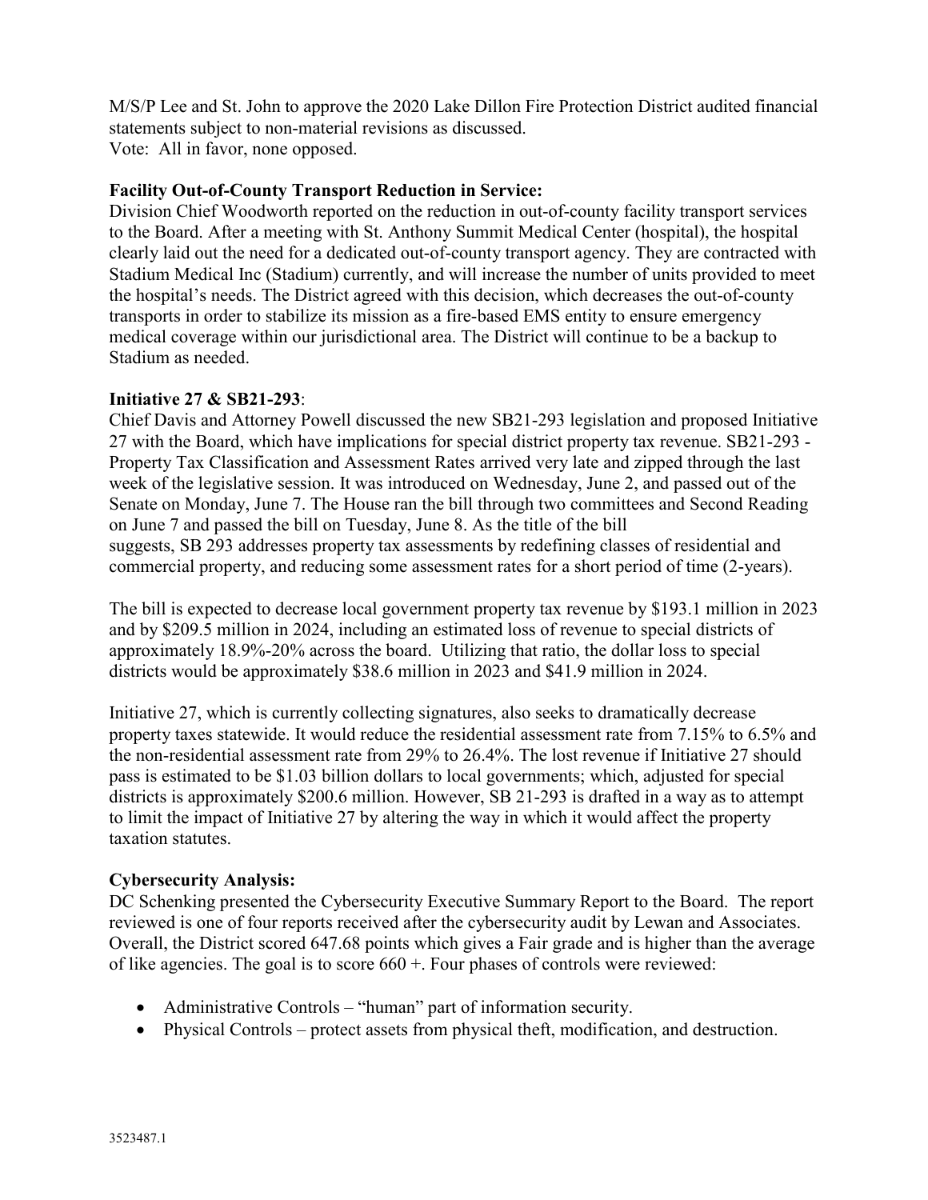M/S/P Lee and St. John to approve the 2020 Lake Dillon Fire Protection District audited financial statements subject to non-material revisions as discussed.
Vote: All in favor, none opposed.

**Facility Out-of-County Transport Reduction in Service:**
Division Chief Woodworth reported on the reduction in out-of-county facility transport services to the Board. After a meeting with St. Anthony Summit Medical Center (hospital), the hospital clearly laid out the need for a dedicated out-of-county transport agency. They are contracted with Stadium Medical Inc (Stadium) currently, and will increase the number of units provided to meet the hospital's needs. The District agreed with this decision, which decreases the out-of-county transports in order to stabilize its mission as a fire-based EMS entity to ensure emergency medical coverage within our jurisdictional area. The District will continue to be a backup to Stadium as needed.

**Initiative 27 & SB21-293**:
Chief Davis and Attorney Powell discussed the new SB21-293 legislation and proposed Initiative 27 with the Board, which have implications for special district property tax revenue. SB21-293 - Property Tax Classification and Assessment Rates arrived very late and zipped through the last week of the legislative session. It was introduced on Wednesday, June 2, and passed out of the Senate on Monday, June 7. The House ran the bill through two committees and Second Reading on June 7 and passed the bill on Tuesday, June 8. As the title of the bill suggests, SB 293 addresses property tax assessments by redefining classes of residential and commercial property, and reducing some assessment rates for a short period of time (2-years).

The bill is expected to decrease local government property tax revenue by \$193.1 million in 2023 and by \$209.5 million in 2024, including an estimated loss of revenue to special districts of approximately 18.9%-20% across the board. Utilizing that ratio, the dollar loss to special districts would be approximately \$38.6 million in 2023 and \$41.9 million in 2024.

Initiative 27, which is currently collecting signatures, also seeks to dramatically decrease property taxes statewide. It would reduce the residential assessment rate from 7.15% to 6.5% and the non-residential assessment rate from 29% to 26.4%. The lost revenue if Initiative 27 should pass is estimated to be \$1.03 billion dollars to local governments; which, adjusted for special districts is approximately \$200.6 million. However, SB 21-293 is drafted in a way as to attempt to limit the impact of Initiative 27 by altering the way in which it would affect the property taxation statutes.

**Cybersecurity Analysis:**
DC Schenking presented the Cybersecurity Executive Summary Report to the Board. The report reviewed is one of four reports received after the cybersecurity audit by Lewan and Associates. Overall, the District scored 647.68 points which gives a Fair grade and is higher than the average of like agencies. The goal is to score 660 +. Four phases of controls were reviewed:

- Administrative Controls – "human" part of information security.
- Physical Controls – protect assets from physical theft, modification, and destruction.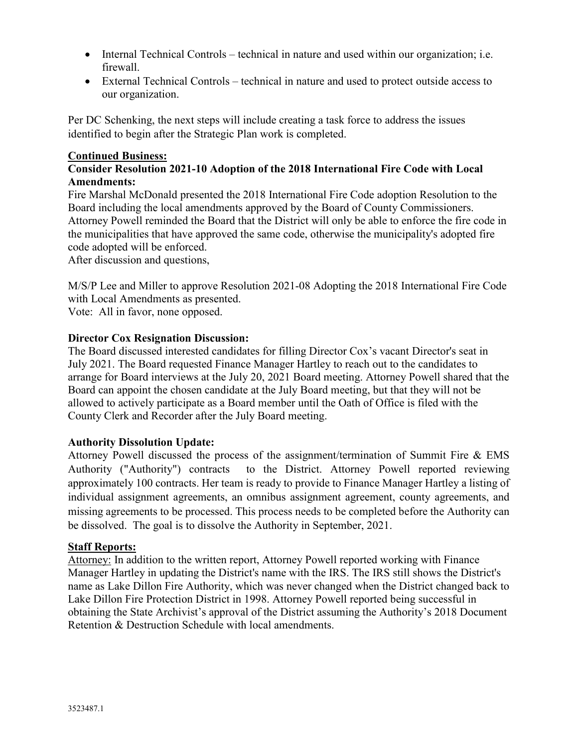- Internal Technical Controls – technical in nature and used within our organization; i.e. firewall.
- External Technical Controls – technical in nature and used to protect outside access to our organization.

Per DC Schenking, the next steps will include creating a task force to address the issues identified to begin after the Strategic Plan work is completed.

**Continued Business:**

**Consider Resolution 2021-10 Adoption of the 2018 International Fire Code with Local Amendments:**

Fire Marshal McDonald presented the 2018 International Fire Code adoption Resolution to the Board including the local amendments approved by the Board of County Commissioners. Attorney Powell reminded the Board that the District will only be able to enforce the fire code in the municipalities that have approved the same code, otherwise the municipality's adopted fire code adopted will be enforced.
After discussion and questions,

M/S/P Lee and Miller to approve Resolution 2021-08 Adopting the 2018 International Fire Code with Local Amendments as presented.
Vote: All in favor, none opposed.

**Director Cox Resignation Discussion:**

The Board discussed interested candidates for filling Director Cox's vacant Director's seat in July 2021. The Board requested Finance Manager Hartley to reach out to the candidates to arrange for Board interviews at the July 20, 2021 Board meeting. Attorney Powell shared that the Board can appoint the chosen candidate at the July Board meeting, but that they will not be allowed to actively participate as a Board member until the Oath of Office is filed with the County Clerk and Recorder after the July Board meeting.

**Authority Dissolution Update:**

Attorney Powell discussed the process of the assignment/termination of Summit Fire & EMS Authority ("Authority") contracts to the District. Attorney Powell reported reviewing approximately 100 contracts. Her team is ready to provide to Finance Manager Hartley a listing of individual assignment agreements, an omnibus assignment agreement, county agreements, and missing agreements to be processed. This process needs to be completed before the Authority can be dissolved. The goal is to dissolve the Authority in September, 2021.

**Staff Reports:**

Attorney: In addition to the written report, Attorney Powell reported working with Finance Manager Hartley in updating the District's name with the IRS. The IRS still shows the District's name as Lake Dillon Fire Authority, which was never changed when the District changed back to Lake Dillon Fire Protection District in 1998. Attorney Powell reported being successful in obtaining the State Archivist's approval of the District assuming the Authority's 2018 Document Retention & Destruction Schedule with local amendments.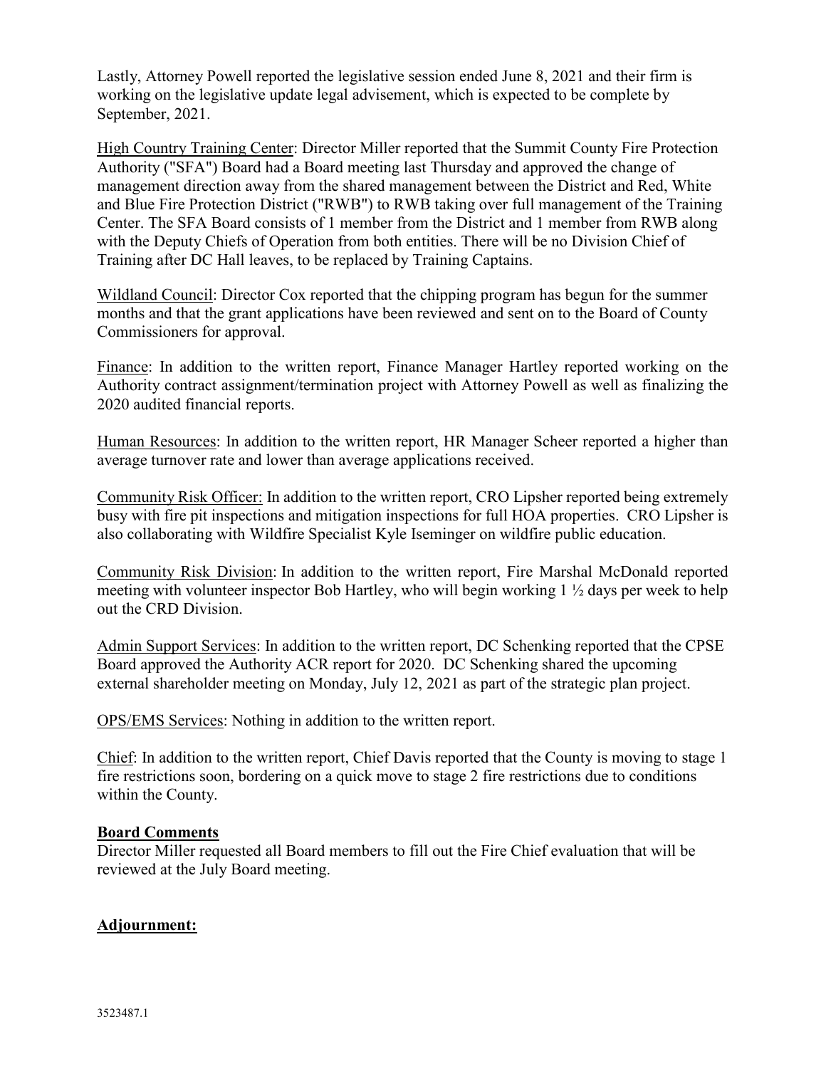Lastly, Attorney Powell reported the legislative session ended June 8, 2021 and their firm is working on the legislative update legal advisement, which is expected to be complete by September, 2021.

<u>High Country Training Center</u>: Director Miller reported that the Summit County Fire Protection Authority ("SFA") Board had a Board meeting last Thursday and approved the change of management direction away from the shared management between the District and Red, White and Blue Fire Protection District ("RWB") to RWB taking over full management of the Training Center. The SFA Board consists of 1 member from the District and 1 member from RWB along with the Deputy Chiefs of Operation from both entities. There will be no Division Chief of Training after DC Hall leaves, to be replaced by Training Captains.

<u>Wildland Council</u>: Director Cox reported that the chipping program has begun for the summer months and that the grant applications have been reviewed and sent on to the Board of County Commissioners for approval.

<u>Finance</u>: In addition to the written report, Finance Manager Hartley reported working on the Authority contract assignment/termination project with Attorney Powell as well as finalizing the 2020 audited financial reports.

<u>Human Resources</u>: In addition to the written report, HR Manager Scheer reported a higher than average turnover rate and lower than average applications received.

<u>Community Risk Officer:</u> In addition to the written report, CRO Lipsher reported being extremely busy with fire pit inspections and mitigation inspections for full HOA properties. CRO Lipsher is also collaborating with Wildfire Specialist Kyle Iseminger on wildfire public education.

<u>Community Risk Division</u>: In addition to the written report, Fire Marshal McDonald reported meeting with volunteer inspector Bob Hartley, who will begin working 1 ½ days per week to help out the CRD Division.

<u>Admin Support Services</u>: In addition to the written report, DC Schenking reported that the CPSE Board approved the Authority ACR report for 2020. DC Schenking shared the upcoming external shareholder meeting on Monday, July 12, 2021 as part of the strategic plan project.

<u>OPS/EMS Services</u>: Nothing in addition to the written report.

<u>Chief</u>: In addition to the written report, Chief Davis reported that the County is moving to stage 1 fire restrictions soon, bordering on a quick move to stage 2 fire restrictions due to conditions within the County.

**<u>Board Comments</u>**

Director Miller requested all Board members to fill out the Fire Chief evaluation that will be reviewed at the July Board meeting.

**<u>Adjournment:</u>**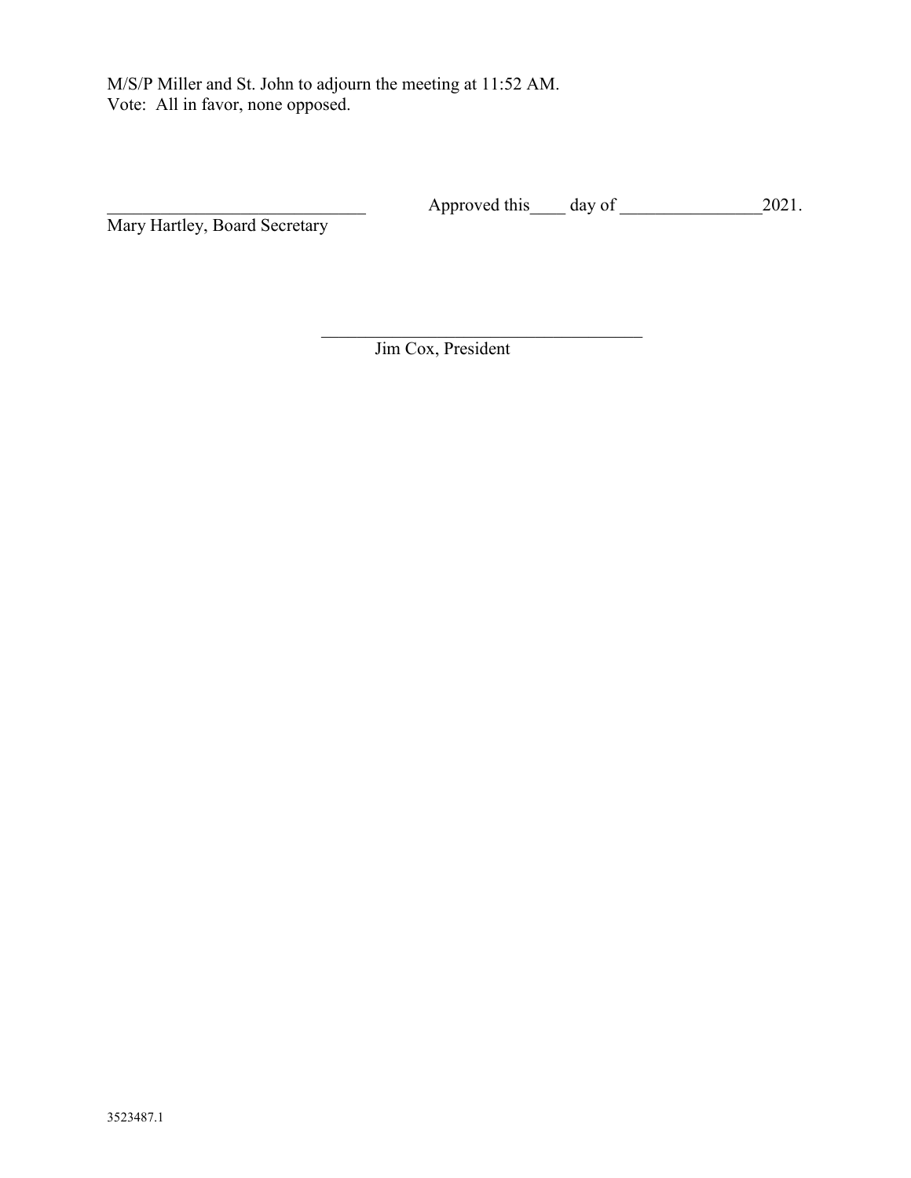M/S/P Miller and St. John to adjourn the meeting at 11:52 AM.
Vote: All in favor, none opposed.

______________________________ Approved this____ day of ________________2021.
Mary Hartley, Board Secretary

______________________________________
Jim Cox, President

3523487.1